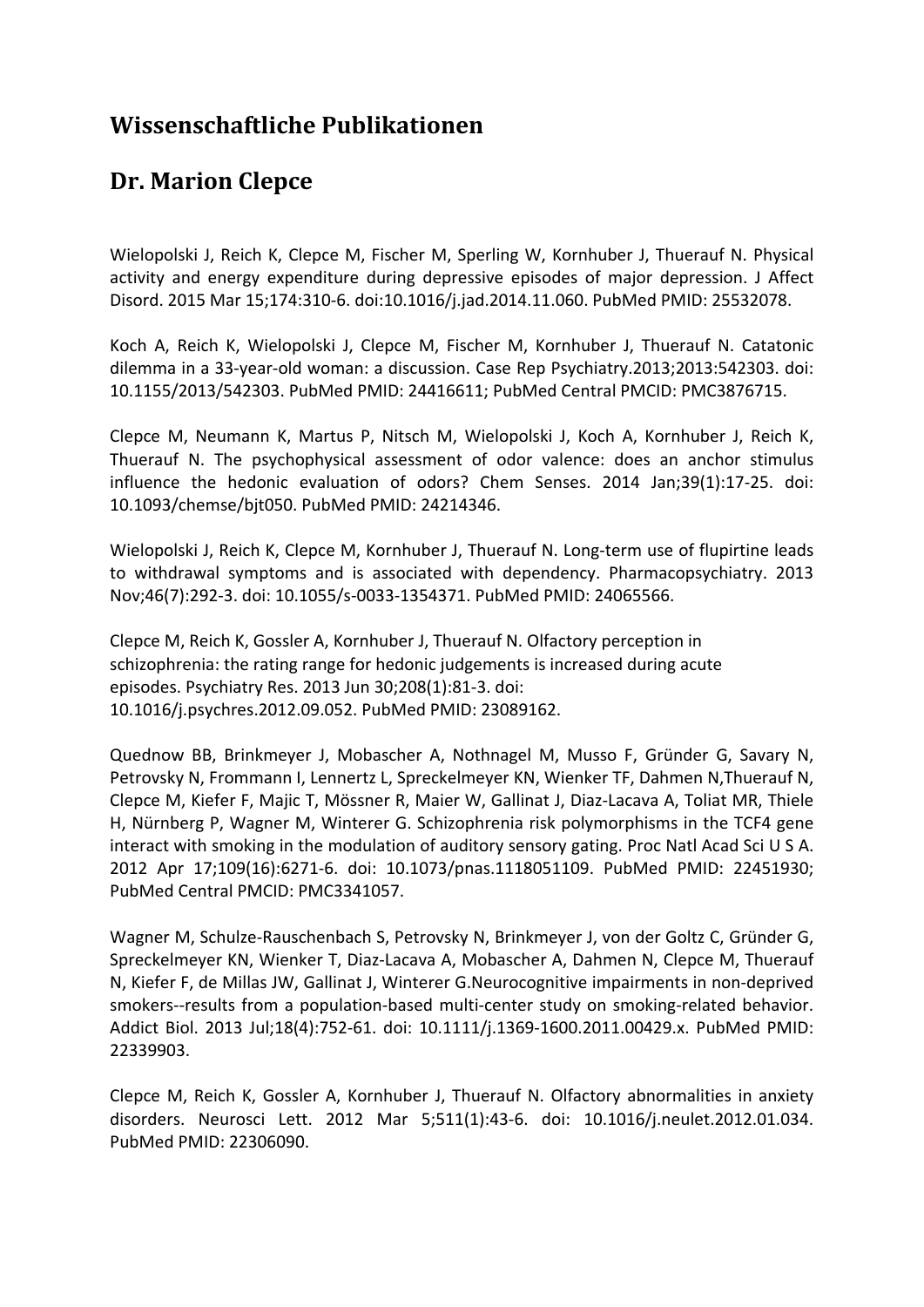# Wissenschaftliche Publikationen

# Dr. Marion Clepce

Wielopolski J, Reich K, Clepce M, Fischer M, Sperling W, Kornhuber J, Thuerauf N. Physical activity and energy expenditure during depressive episodes of major depression. J Affect Disord. 2015 Mar 15;174:310-6. doi:10.1016/j.jad.2014.11.060. PubMed PMID: 25532078.

Koch A, Reich K, Wielopolski J, Clepce M, Fischer M, Kornhuber J, Thuerauf N. Catatonic dilemma in a 33-year-old woman: a discussion. Case Rep Psychiatry.2013;2013:542303. doi: 10.1155/2013/542303. PubMed PMID: 24416611; PubMed Central PMCID: PMC3876715.

Clepce M, Neumann K, Martus P, Nitsch M, Wielopolski J, Koch A, Kornhuber J, Reich K, Thuerauf N. The psychophysical assessment of odor valence: does an anchor stimulus influence the hedonic evaluation of odors? Chem Senses. 2014 Jan;39(1):17-25. doi: 10.1093/chemse/bjt050. PubMed PMID: 24214346.

Wielopolski J, Reich K, Clepce M, Kornhuber J, Thuerauf N. Long-term use of flupirtine leads to withdrawal symptoms and is associated with dependency. Pharmacopsychiatry. 2013 Nov;46(7):292-3. doi: 10.1055/s-0033-1354371. PubMed PMID: 24065566.

Clepce M, Reich K, Gossler A, Kornhuber J, Thuerauf N. Olfactory perception in schizophrenia: the rating range for hedonic judgements is increased during acute episodes. Psychiatry Res. 2013 Jun 30;208(1):81-3. doi: 10.1016/j.psychres.2012.09.052. PubMed PMID: 23089162.

Quednow BB, Brinkmeyer J, Mobascher A, Nothnagel M, Musso F, Gründer G, Savary N, Petrovsky N, Frommann I, Lennertz L, Spreckelmeyer KN, Wienker TF, Dahmen N,Thuerauf N, Clepce M, Kiefer F, Majic T, Mössner R, Maier W, Gallinat J, Diaz-Lacava A, Toliat MR, Thiele H, Nürnberg P, Wagner M, Winterer G. Schizophrenia risk polymorphisms in the TCF4 gene interact with smoking in the modulation of auditory sensory gating. Proc Natl Acad Sci U S A. 2012 Apr 17;109(16):6271-6. doi: 10.1073/pnas.1118051109. PubMed PMID: 22451930; PubMed Central PMCID: PMC3341057.

Wagner M, Schulze-Rauschenbach S, Petrovsky N, Brinkmeyer J, von der Goltz C, Gründer G, Spreckelmeyer KN, Wienker T, Diaz-Lacava A, Mobascher A, Dahmen N, Clepce M, Thuerauf N, Kiefer F, de Millas JW, Gallinat J, Winterer G.Neurocognitive impairments in non-deprived smokers--results from a population-based multi-center study on smoking-related behavior. Addict Biol. 2013 Jul;18(4):752-61. doi: 10.1111/j.1369-1600.2011.00429.x. PubMed PMID: 22339903.

Clepce M, Reich K, Gossler A, Kornhuber J, Thuerauf N. Olfactory abnormalities in anxiety disorders. Neurosci Lett. 2012 Mar 5;511(1):43-6. doi: 10.1016/j.neulet.2012.01.034. PubMed PMID: 22306090.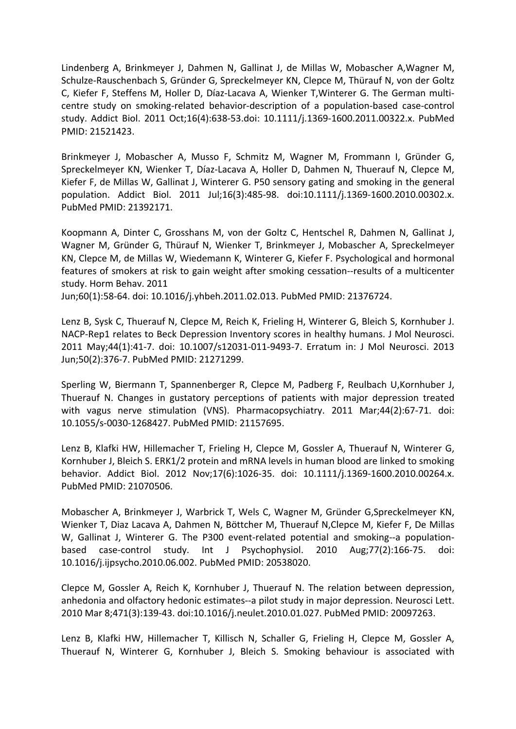Lindenberg A, Brinkmeyer J, Dahmen N, Gallinat J, de Millas W, Mobascher A,Wagner M, Schulze-Rauschenbach S, Gründer G, Spreckelmeyer KN, Clepce M, Thürauf N, von der Goltz C, Kiefer F, Steffens M, Holler D, Díaz-Lacava A, Wienker T,Winterer G. The German multi-centre study on smoking-related behavior-description of a population-based case-control study. Addict Biol. 2011 Oct;16(4):638-53.doi: 10.1111/j.1369-1600.2011.00322.x. PubMed PMID: 21521423.

Brinkmeyer J, Mobascher A, Musso F, Schmitz M, Wagner M, Frommann I, Gründer G, Spreckelmeyer KN, Wienker T, Díaz-Lacava A, Holler D, Dahmen N, Thuerauf N, Clepce M, Kiefer F, de Millas W, Gallinat J, Winterer G. P50 sensory gating and smoking in the general population. Addict Biol. 2011 Jul;16(3):485-98. doi:10.1111/j.1369-1600.2010.00302.x. PubMed PMID: 21392171.

Koopmann A, Dinter C, Grosshans M, von der Goltz C, Hentschel R, Dahmen N, Gallinat J, Wagner M, Gründer G, Thürauf N, Wienker T, Brinkmeyer J, Mobascher A, Spreckelmeyer KN, Clepce M, de Millas W, Wiedemann K, Winterer G, Kiefer F. Psychological and hormonal features of smokers at risk to gain weight after smoking cessation--results of a multicenter study. Horm Behav. 2011
Jun;60(1):58-64. doi: 10.1016/j.yhbeh.2011.02.013. PubMed PMID: 21376724.

Lenz B, Sysk C, Thuerauf N, Clepce M, Reich K, Frieling H, Winterer G, Bleich S, Kornhuber J. NACP-Rep1 relates to Beck Depression Inventory scores in healthy humans. J Mol Neurosci. 2011 May;44(1):41-7. doi: 10.1007/s12031-011-9493-7. Erratum in: J Mol Neurosci. 2013 Jun;50(2):376-7. PubMed PMID: 21271299.

Sperling W, Biermann T, Spannenberger R, Clepce M, Padberg F, Reulbach U,Kornhuber J, Thuerauf N. Changes in gustatory perceptions of patients with major depression treated with vagus nerve stimulation (VNS). Pharmacopsychiatry. 2011 Mar;44(2):67-71. doi: 10.1055/s-0030-1268427. PubMed PMID: 21157695.

Lenz B, Klafki HW, Hillemacher T, Frieling H, Clepce M, Gossler A, Thuerauf N, Winterer G, Kornhuber J, Bleich S. ERK1/2 protein and mRNA levels in human blood are linked to smoking behavior. Addict Biol. 2012 Nov;17(6):1026-35. doi: 10.1111/j.1369-1600.2010.00264.x. PubMed PMID: 21070506.

Mobascher A, Brinkmeyer J, Warbrick T, Wels C, Wagner M, Gründer G,Spreckelmeyer KN, Wienker T, Diaz Lacava A, Dahmen N, Böttcher M, Thuerauf N,Clepce M, Kiefer F, De Millas W, Gallinat J, Winterer G. The P300 event-related potential and smoking--a population-based case-control study. Int J Psychophysiol. 2010 Aug;77(2):166-75. doi: 10.1016/j.ijpsycho.2010.06.002. PubMed PMID: 20538020.

Clepce M, Gossler A, Reich K, Kornhuber J, Thuerauf N. The relation between depression, anhedonia and olfactory hedonic estimates--a pilot study in major depression. Neurosci Lett. 2010 Mar 8;471(3):139-43. doi:10.1016/j.neulet.2010.01.027. PubMed PMID: 20097263.

Lenz B, Klafki HW, Hillemacher T, Killisch N, Schaller G, Frieling H, Clepce M, Gossler A, Thuerauf N, Winterer G, Kornhuber J, Bleich S. Smoking behaviour is associated with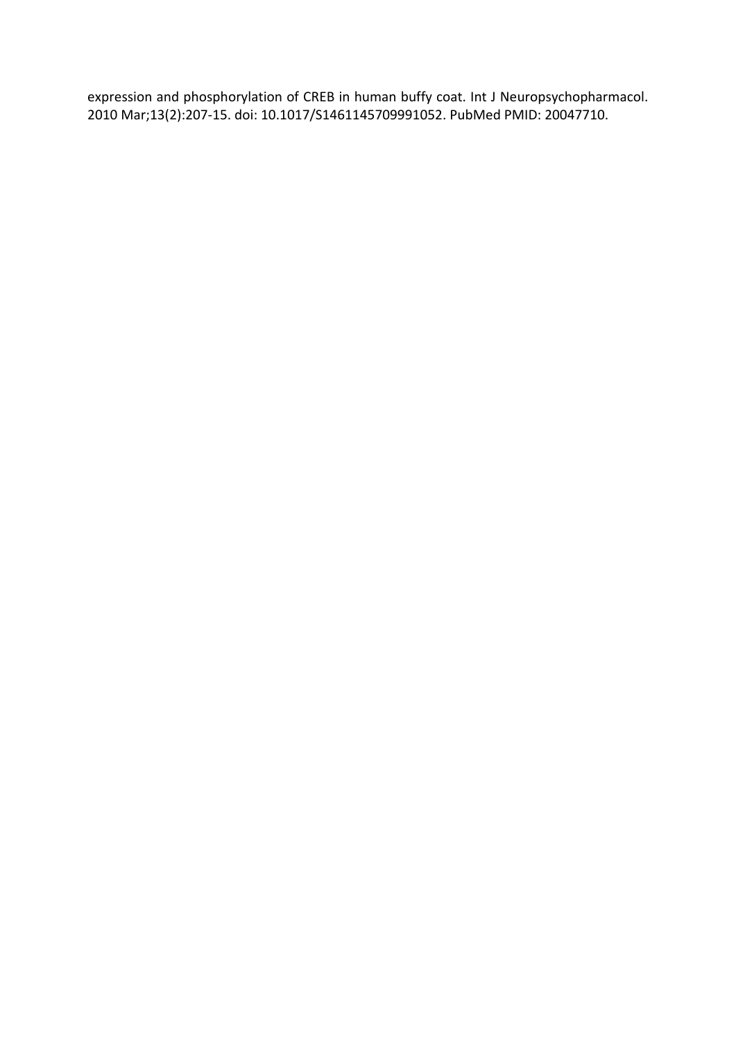expression and phosphorylation of CREB in human buffy coat. Int J Neuropsychopharmacol. 2010 Mar;13(2):207-15. doi: 10.1017/S1461145709991052. PubMed PMID: 20047710.